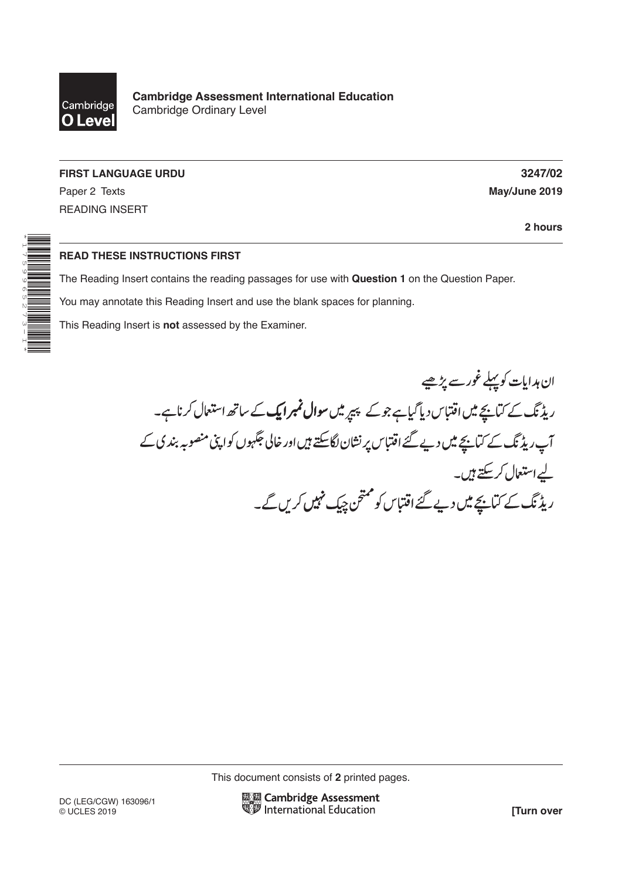Cambridge O Level

**Cambridge Assessment International Education**
Cambridge Ordinary Level

**FIRST LANGUAGE URDU** **3247/02**

Paper 2 Texts **May/June 2019**

READING INSERT

**2 hours**

**READ THESE INSTRUCTIONS FIRST**

The Reading Insert contains the reading passages for use with **Question 1** on the Question Paper.

You may annotate this Reading Insert and use the blank spaces for planning.

This Reading Insert is **not** assessed by the Examiner.

**ان ہدایات کو پہلے غور سے پڑھیے**

ریڈنگ کے کتابچے میں اقتباس دیا گیا ہے جو کے پیپر میں **سوال نمبر ایک** کے ساتھ استعمال کرنا ہے۔

آپ ریڈنگ کے کتابچے میں دیے گئے اقتباس پر نشان لگا سکتے ہیں اور خالی جگہوں کو اپنی منصوبہ بندی کے لیے استعمال کر سکتے ہیں۔

ریڈنگ کے کتابچے میں دیے گئے اقتباس کو ممتحن چیک **نہیں** کریں گے۔

This document consists of **2** printed pages.

DC (LEG/CGW) 163096/1
© UCLES 2019

[Turn over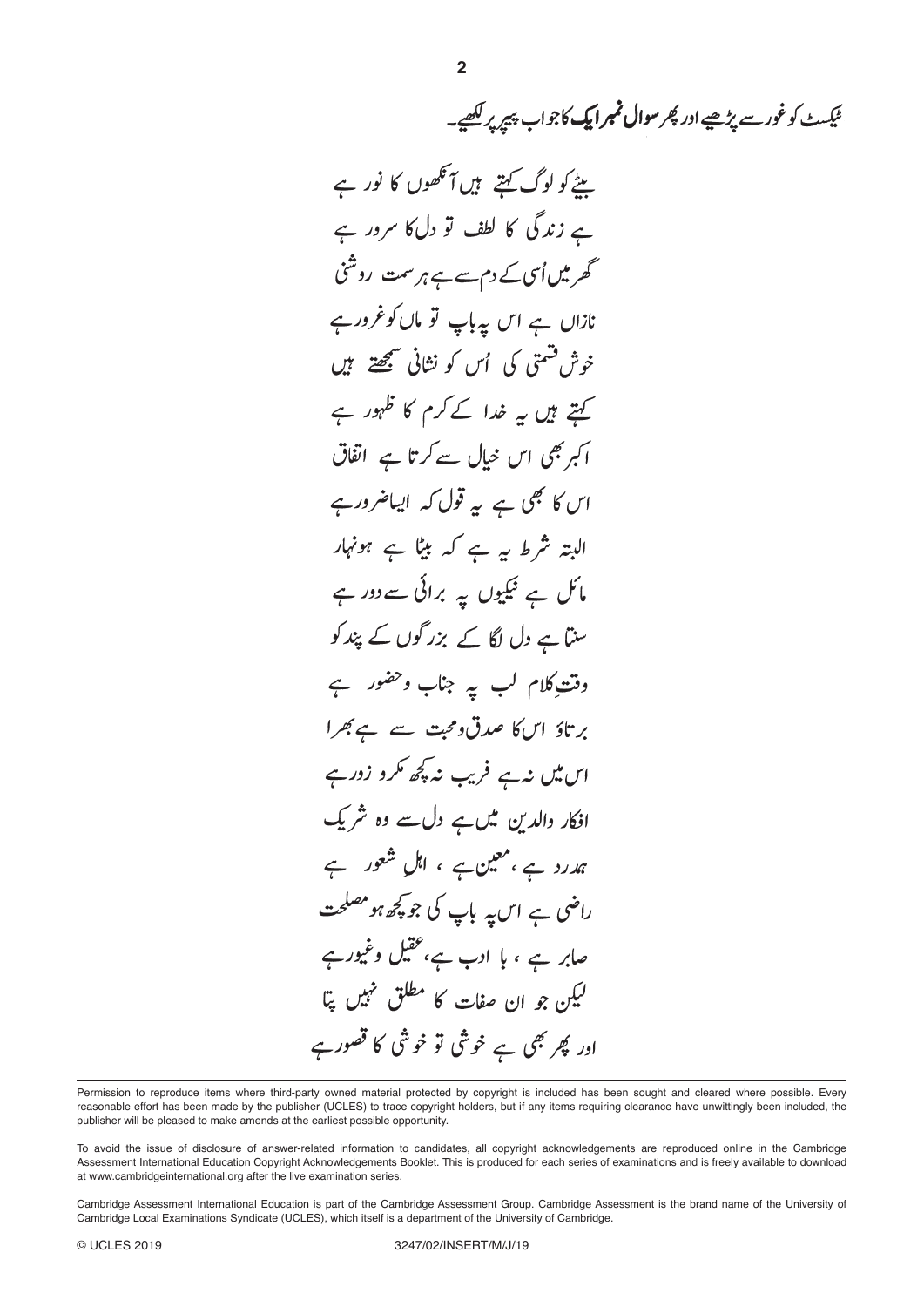ٹیکسٹ کو غور سے پڑھیے اور پھر سوال **نمبر ایک** کا جواب پیپر پر لکھیے۔

بیٹے کو لوگ کہتے ہیں آنکھوں کا نور ہے
ہے زندگی کا لطف تو دل کا سرور ہے
گھر میں اُسی کے دم سے ہے ہر سمت روشنی
نازاں ہے اس پہ باپ تو ماں کو غرور ہے
خوش قسمتی کی اُس کو نشانی سمجھتے ہیں
کہتے ہیں یہ خدا کے کرم کا ظہور ہے
اکبر بھی اس خیال سے کرتا ہے اتفاق
اس کا بھی ہے یہ قول کہ ایسا ضرور ہے
البتہ شرط یہ ہے کہ بیٹا ہے ہونہار
مائل ہے نیکیوں پہ برائی سے دور ہے
سنتا ہے دل لگا کے بزرگوں کے پند کو
وقتِ کلام لب پہ جناب و حضور ہے
برتاؤ اس کا صدق و محبت سے ہے بھرا
اس میں نہ ہے فریب نہ کچھ مکر و زور ہے
افکار والدین میں ہے دل سے وہ شریک
ہمدرد ہے، معین ہے، اہلِ شعور ہے
راضی ہے اس پہ باپ کی جو کچھ ہو مصلحت
صابر ہے، با ادب ہے، عقیل و غیور ہے
لیکن جو ان صفات کا مطلق نہیں پتا
اور پھر بھی ہے خوشی تو خوشی کا قصور ہے

Permission to reproduce items where third-party owned material protected by copyright is included has been sought and cleared where possible. Every reasonable effort has been made by the publisher (UCLES) to trace copyright holders, but if any items requiring clearance have unwittingly been included, the publisher will be pleased to make amends at the earliest possible opportunity.

To avoid the issue of disclosure of answer-related information to candidates, all copyright acknowledgements are reproduced online in the Cambridge Assessment International Education Copyright Acknowledgements Booklet. This is produced for each series of examinations and is freely available to download at www.cambridgeinternational.org after the live examination series.

Cambridge Assessment International Education is part of the Cambridge Assessment Group. Cambridge Assessment is the brand name of the University of Cambridge Local Examinations Syndicate (UCLES), which itself is a department of the University of Cambridge.

© UCLES 2019 3247/02/INSERT/M/J/19